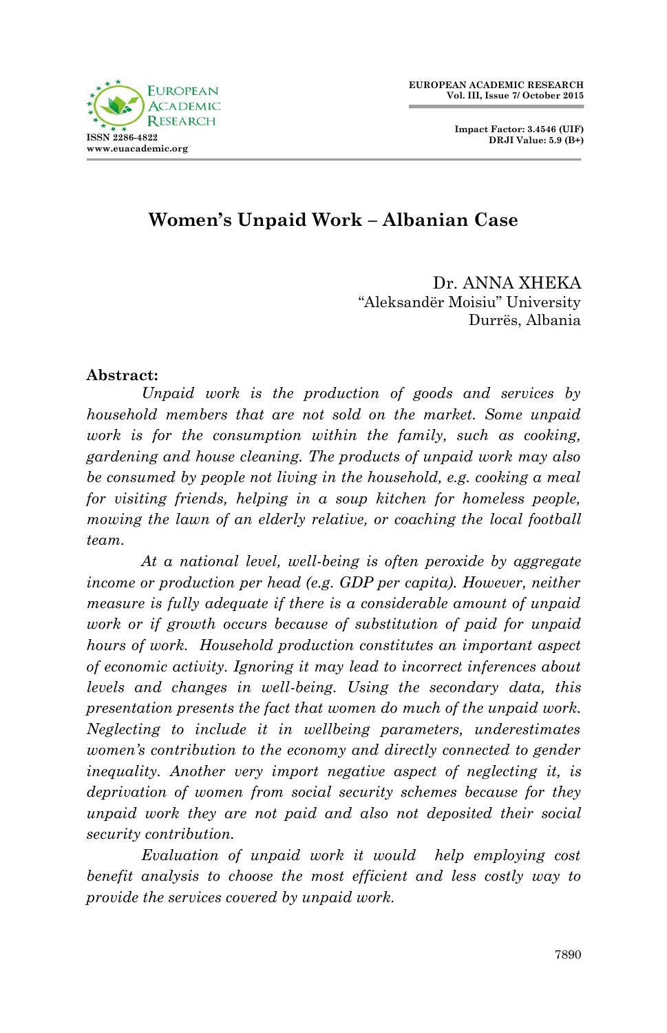# Women's Unpaid Work – Albanian Case

Dr. ANNA XHEKA
"Aleksandër Moisiu" University
Durrës, Albania

**Abstract:**

*Unpaid work is the production of goods and services by household members that are not sold on the market. Some unpaid work is for the consumption within the family, such as cooking, gardening and house cleaning. The products of unpaid work may also be consumed by people not living in the household, e.g. cooking a meal for visiting friends, helping in a soup kitchen for homeless people, mowing the lawn of an elderly relative, or coaching the local football team.*

*At a national level, well-being is often peroxide by aggregate income or production per head (e.g. GDP per capita). However, neither measure is fully adequate if there is a considerable amount of unpaid work or if growth occurs because of substitution of paid for unpaid hours of work. Household production constitutes an important aspect of economic activity. Ignoring it may lead to incorrect inferences about levels and changes in well-being. Using the secondary data, this presentation presents the fact that women do much of the unpaid work. Neglecting to include it in wellbeing parameters, underestimates women's contribution to the economy and directly connected to gender inequality. Another very import negative aspect of neglecting it, is deprivation of women from social security schemes because for they unpaid work they are not paid and also not deposited their social security contribution.*

*Evaluation of unpaid work it would help employing cost benefit analysis to choose the most efficient and less costly way to provide the services covered by unpaid work.*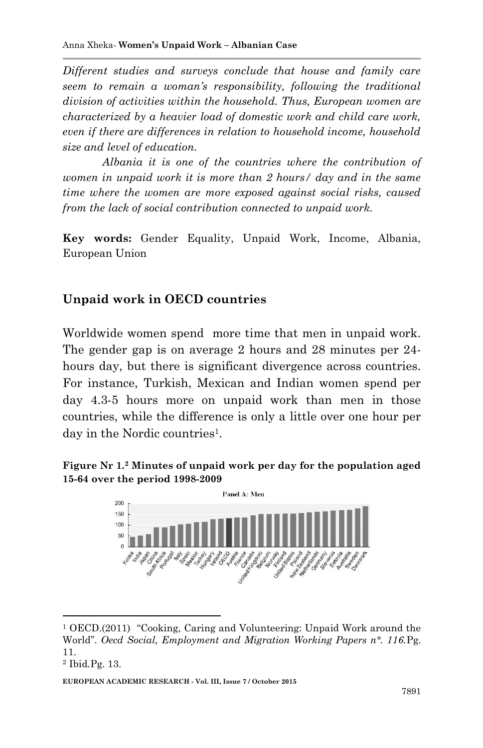*Different studies and surveys conclude that house and family care seem to remain a woman's responsibility, following the traditional division of activities within the household. Thus, European women are characterized by a heavier load of domestic work and child care work, even if there are differences in relation to household income, household size and level of education.*

*Albania it is one of the countries where the contribution of women in unpaid work it is more than 2 hours/ day and in the same time where the women are more exposed against social risks, caused from the lack of social contribution connected to unpaid work.*

**Key words:** Gender Equality, Unpaid Work, Income, Albania, European Union

## Unpaid work in OECD countries

Worldwide women spend more time that men in unpaid work. The gender gap is on average 2 hours and 28 minutes per 24-hours day, but there is significant divergence across countries. For instance, Turkish, Mexican and Indian women spend per day 4.3-5 hours more on unpaid work than men in those countries, while the difference is only a little over one hour per day in the Nordic countries[1].

**Figure Nr 1.[2] Minutes of unpaid work per day for the population aged 15-64 over the period 1998-2009**

[1] OECD.(2011) "Cooking, Caring and Volunteering: Unpaid Work around the World". *Oecd Social, Employment and Migration Working Papers n°. 116.*Pg. 11.

[2] Ibid.Pg. 13.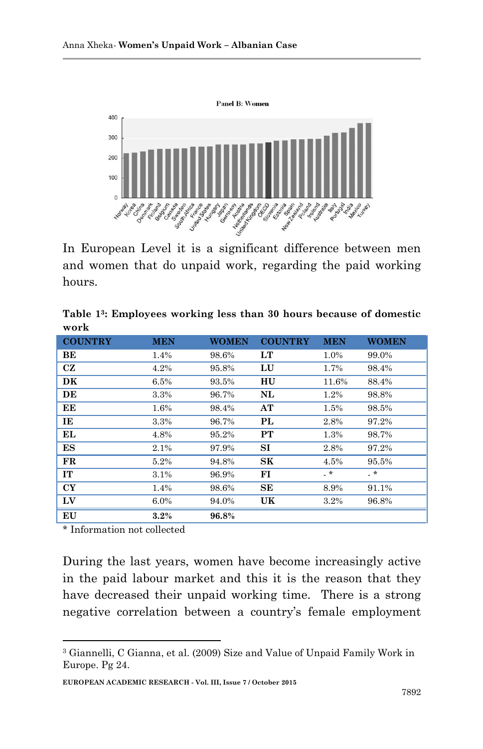Panel B: Women

In European Level it is a significant difference between men and women that do unpaid work, regarding the paid working hours.

**Table 1[3]: Employees working less than 30 hours because of domestic work**

| COUNTRY | MEN | WOMEN | COUNTRY | MEN | WOMEN |
|---|---|---|---|---|---|
| **BE** | 1.4% | 98.6% | **LT** | 1.0% | 99.0% |
| **CZ** | 4.2% | 95.8% | **LU** | 1.7% | 98.4% |
| **DK** | 6.5% | 93.5% | **HU** | 11.6% | 88.4% |
| **DE** | 3.3% | 96.7% | **NL** | 1.2% | 98.8% |
| **EE** | 1.6% | 98.4% | **AT** | 1.5% | 98.5% |
| **IE** | 3.3% | 96.7% | **PL** | 2.8% | 97.2% |
| **EL** | 4.8% | 95.2% | **PT** | 1.3% | 98.7% |
| **ES** | 2.1% | 97.9% | **SI** | 2.8% | 97.2% |
| **FR** | 5.2% | 94.8% | **SK** | 4.5% | 95.5% |
| **IT** | 3.1% | 96.9% | **FI** | - * | - * |
| **CY** | 1.4% | 98.6% | **SE** | 8.9% | 91.1% |
| **LV** | 6.0% | 94.0% | **UK** | 3.2% | 96.8% |
| **EU** | **3.2%** | **96.8%** | | | |

\* Information not collected

During the last years, women have become increasingly active in the paid labour market and this it is the reason that they have decreased their unpaid working time. There is a strong negative correlation between a country's female employment

[3] Giannelli, C Gianna, et al. (2009) Size and Value of Unpaid Family Work in Europe. Pg 24.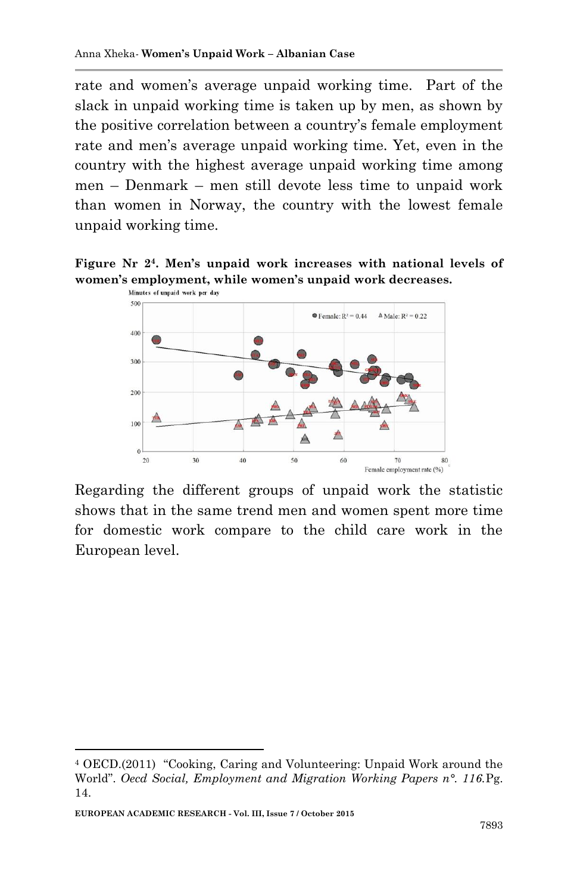rate and women's average unpaid working time. Part of the slack in unpaid working time is taken up by men, as shown by the positive correlation between a country's female employment rate and men's average unpaid working time. Yet, even in the country with the highest average unpaid working time among men – Denmark – men still devote less time to unpaid work than women in Norway, the country with the lowest female unpaid working time.

**Figure Nr 2[4]. Men's unpaid work increases with national levels of women's employment, while women's unpaid work decreases.**

Regarding the different groups of unpaid work the statistic shows that in the same trend men and women spent more time for domestic work compare to the child care work in the European level.

---

[4] OECD.(2011) "Cooking, Caring and Volunteering: Unpaid Work around the World". *Oecd Social, Employment and Migration Working Papers n°. 116.*Pg. 14.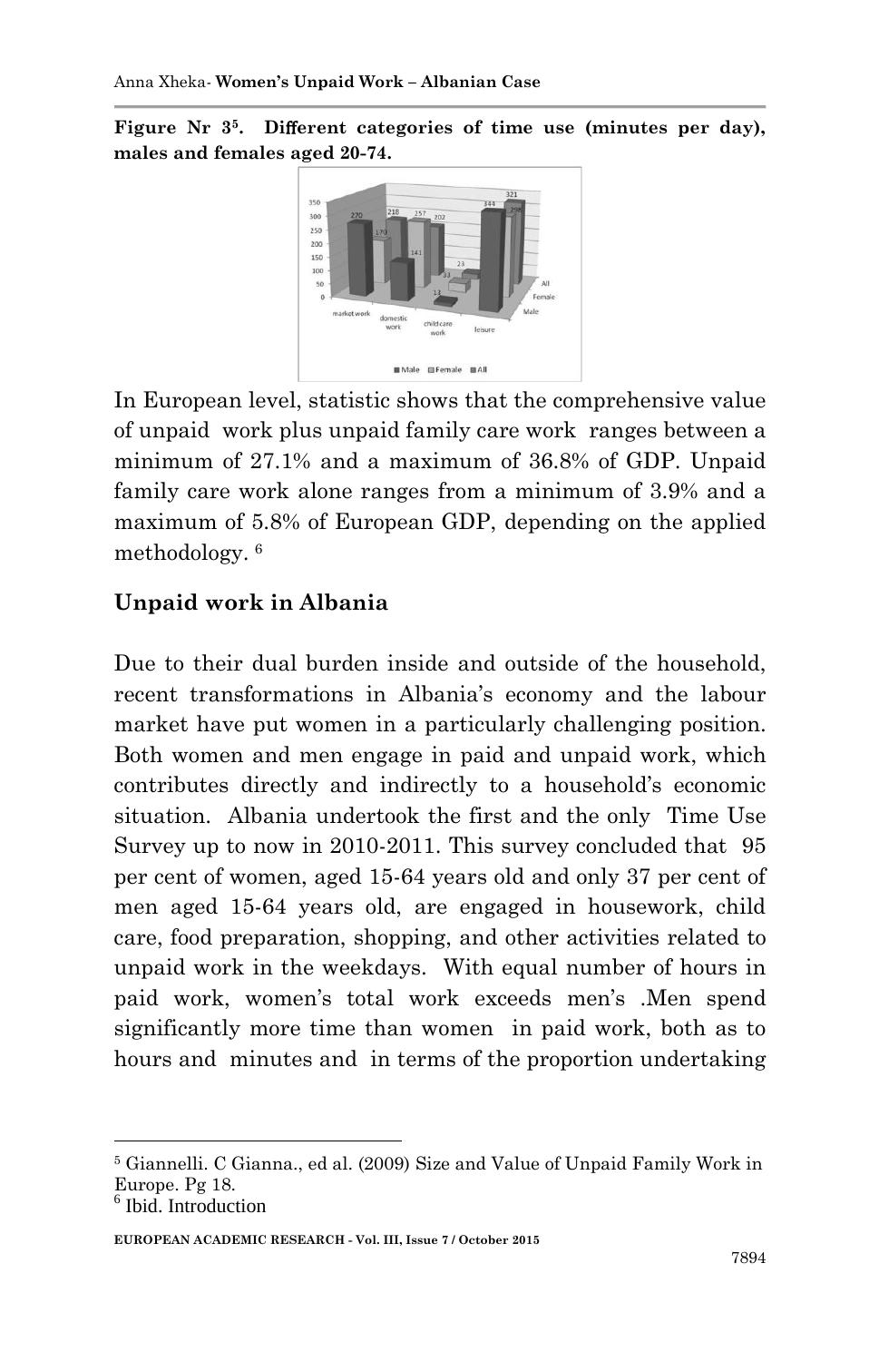**Figure Nr 3[5]. Different categories of time use (minutes per day), males and females aged 20-74.**

In European level, statistic shows that the comprehensive value of unpaid work plus unpaid family care work ranges between a minimum of 27.1% and a maximum of 36.8% of GDP. Unpaid family care work alone ranges from a minimum of 3.9% and a maximum of 5.8% of European GDP, depending on the applied methodology. [6]

## Unpaid work in Albania

Due to their dual burden inside and outside of the household, recent transformations in Albania's economy and the labour market have put women in a particularly challenging position. Both women and men engage in paid and unpaid work, which contributes directly and indirectly to a household's economic situation. Albania undertook the first and the only Time Use Survey up to now in 2010-2011. This survey concluded that 95 per cent of women, aged 15-64 years old and only 37 per cent of men aged 15-64 years old, are engaged in housework, child care, food preparation, shopping, and other activities related to unpaid work in the weekdays. With equal number of hours in paid work, women's total work exceeds men's .Men spend significantly more time than women in paid work, both as to hours and minutes and in terms of the proportion undertaking

---

[5] Giannelli. C Gianna., ed al. (2009) Size and Value of Unpaid Family Work in Europe. Pg 18.

[6] Ibid. Introduction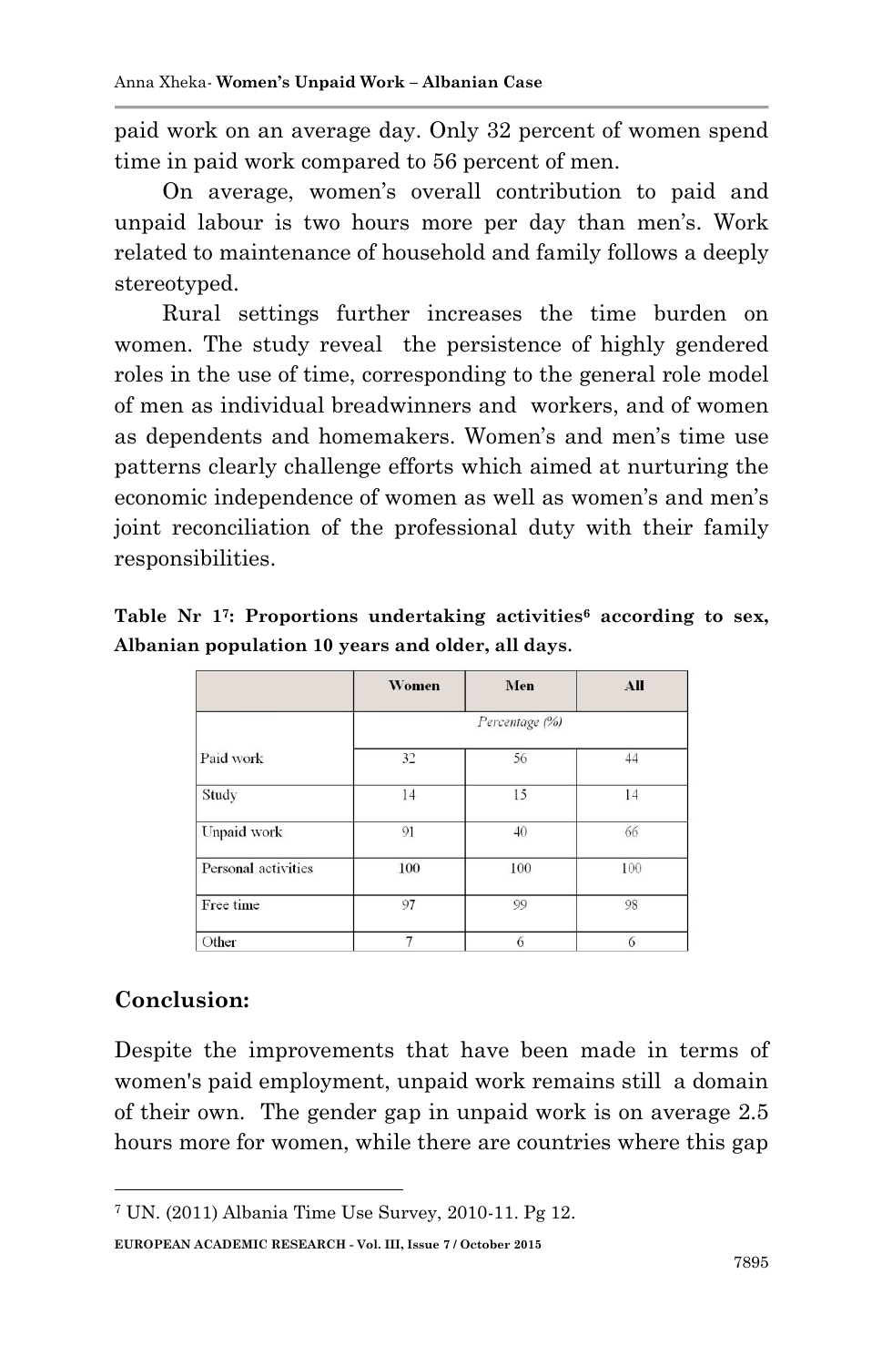paid work on an average day. Only 32 percent of women spend time in paid work compared to 56 percent of men.

On average, women's overall contribution to paid and unpaid labour is two hours more per day than men's. Work related to maintenance of household and family follows a deeply stereotyped.

Rural settings further increases the time burden on women. The study reveal the persistence of highly gendered roles in the use of time, corresponding to the general role model of men as individual breadwinners and workers, and of women as dependents and homemakers. Women's and men's time use patterns clearly challenge efforts which aimed at nurturing the economic independence of women as well as women's and men's joint reconciliation of the professional duty with their family responsibilities.

**Table Nr 1[7]: Proportions undertaking activities[6] according to sex, Albanian population 10 years and older, all days.**

| | Women | Men | All |
|---|---|---|---|
| | *Percentage (%)* | | |
| Paid work | 32 | 56 | 44 |
| Study | 14 | 15 | 14 |
| Unpaid work | 91 | 40 | 66 |
| Personal activities | 100 | 100 | 100 |
| Free time | 97 | 99 | 98 |
| Other | 7 | 6 | 6 |

## Conclusion:

Despite the improvements that have been made in terms of women's paid employment, unpaid work remains still a domain of their own. The gender gap in unpaid work is on average 2.5 hours more for women, while there are countries where this gap

---

[7] UN. (2011) Albania Time Use Survey, 2010-11. Pg 12.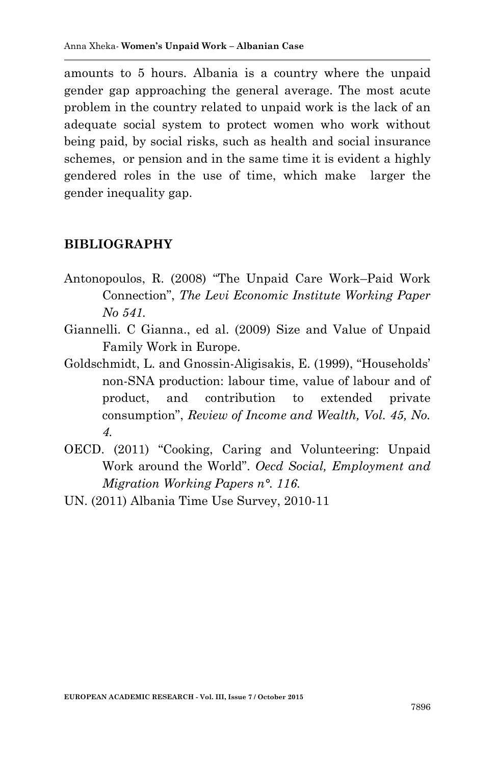amounts to 5 hours. Albania is a country where the unpaid gender gap approaching the general average. The most acute problem in the country related to unpaid work is the lack of an adequate social system to protect women who work without being paid, by social risks, such as health and social insurance schemes, or pension and in the same time it is evident a highly gendered roles in the use of time, which make larger the gender inequality gap.

## BIBLIOGRAPHY

Antonopoulos, R. (2008) "The Unpaid Care Work–Paid Work Connection", *The Levi Economic Institute Working Paper No 541.*

Giannelli. C Gianna., ed al. (2009) Size and Value of Unpaid Family Work in Europe.

Goldschmidt, L. and Gnossin-Aligisakis, E. (1999), "Households' non-SNA production: labour time, value of labour and of product, and contribution to extended private consumption", *Review of Income and Wealth, Vol. 45, No. 4.*

OECD. (2011) "Cooking, Caring and Volunteering: Unpaid Work around the World". *Oecd Social, Employment and Migration Working Papers n°. 116.*

UN. (2011) Albania Time Use Survey, 2010-11